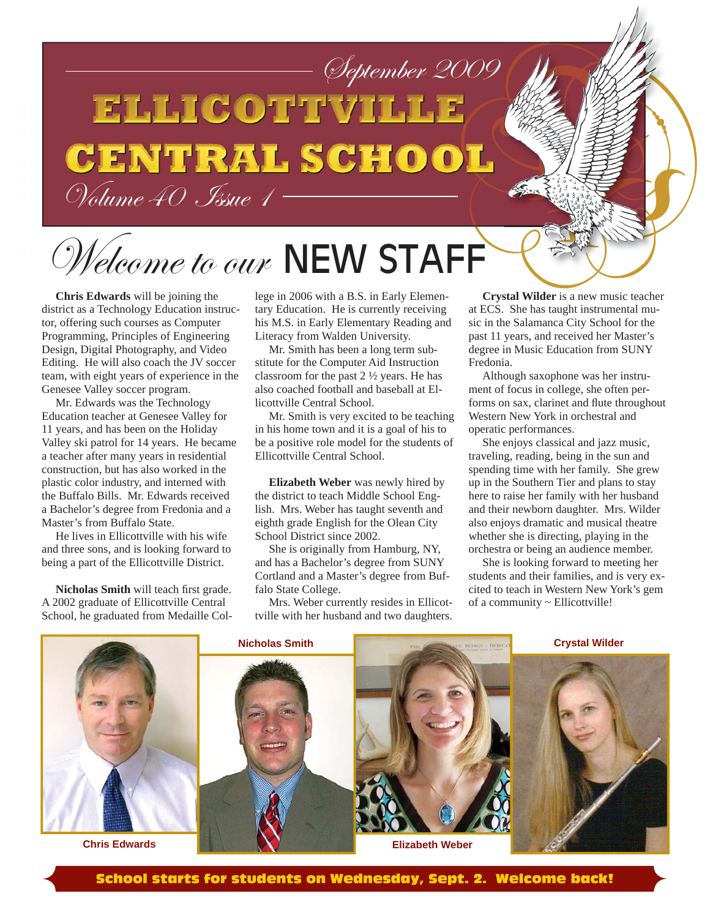# ELLICOTTVILLE CENTRAL SCHOOL

*September 2009*

*Volume 40 Issue 1*

## *Welcome to our* NEW STAFF

**Chris Edwards** will be joining the district as a Technology Education instructor, offering such courses as Computer Programming, Principles of Engineering Design, Digital Photography, and Video Editing. He will also coach the JV soccer team, with eight years of experience in the Genesee Valley soccer program.

Mr. Edwards was the Technology Education teacher at Genesee Valley for 11 years, and has been on the Holiday Valley ski patrol for 14 years. He became a teacher after many years in residential construction, but has also worked in the plastic color industry, and interned with the Buffalo Bills. Mr. Edwards received a Bachelor's degree from Fredonia and a Master's from Buffalo State.

He lives in Ellicottville with his wife and three sons, and is looking forward to being a part of the Ellicottville District.

**Nicholas Smith** will teach first grade. A 2002 graduate of Ellicottville Central School, he graduated from Medaille College in 2006 with a B.S. in Early Elementary Education. He is currently receiving his M.S. in Early Elementary Reading and Literacy from Walden University.

Mr. Smith has been a long term substitute for the Computer Aid Instruction classroom for the past 2 ½ years. He has also coached football and baseball at Ellicottville Central School.

Mr. Smith is very excited to be teaching in his home town and it is a goal of his to be a positive role model for the students of Ellicottville Central School.

**Elizabeth Weber** was newly hired by the district to teach Middle School English. Mrs. Weber has taught seventh and eighth grade English for the Olean City School District since 2002.

She is originally from Hamburg, NY, and has a Bachelor's degree from SUNY Cortland and a Master's degree from Buffalo State College.

Mrs. Weber currently resides in Ellicottville with her husband and two daughters.

**Crystal Wilder** is a new music teacher at ECS. She has taught instrumental music in the Salamanca City School for the past 11 years, and received her Master's degree in Music Education from SUNY Fredonia.

Although saxophone was her instrument of focus in college, she often performs on sax, clarinet and flute throughout Western New York in orchestral and operatic performances.

She enjoys classical and jazz music, traveling, reading, being in the sun and spending time with her family. She grew up in the Southern Tier and plans to stay here to raise her family with her husband and their newborn daughter. Mrs. Wilder also enjoys dramatic and musical theatre whether she is directing, playing in the orchestra or being an audience member.

She is looking forward to meeting her students and their families, and is very excited to teach in Western New York's gem of a community ~ Ellicottville!

Chris Edwards

Nicholas Smith

Elizabeth Weber

Crystal Wilder

**School starts for students on Wednesday, Sept. 2. Welcome back!**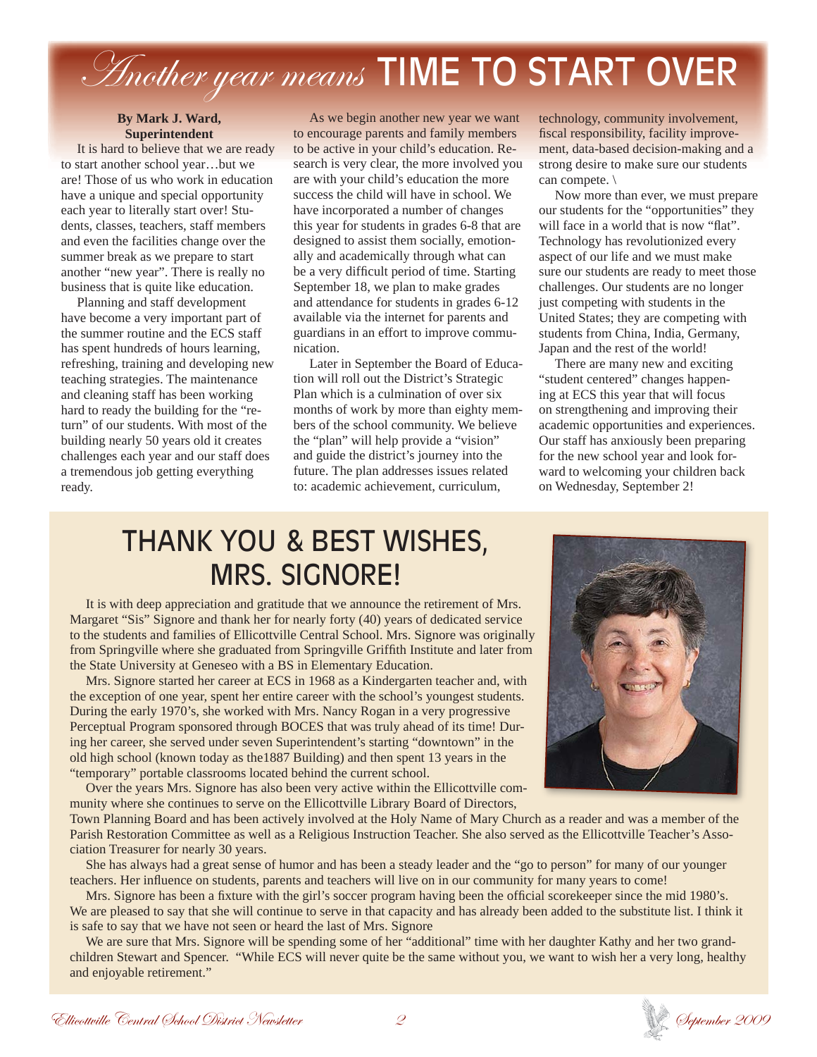# *Another year means* TIME TO START OVER

**By Mark J. Ward, Superintendent**

It is hard to believe that we are ready to start another school year…but we are! Those of us who work in education have a unique and special opportunity each year to literally start over! Students, classes, teachers, staff members and even the facilities change over the summer break as we prepare to start another "new year". There is really no business that is quite like education.

Planning and staff development have become a very important part of the summer routine and the ECS staff has spent hundreds of hours learning, refreshing, training and developing new teaching strategies. The maintenance and cleaning staff has been working hard to ready the building for the "return" of our students. With most of the building nearly 50 years old it creates challenges each year and our staff does a tremendous job getting everything ready.

As we begin another new year we want to encourage parents and family members to be active in your child's education. Research is very clear, the more involved you are with your child's education the more success the child will have in school. We have incorporated a number of changes this year for students in grades 6-8 that are designed to assist them socially, emotionally and academically through what can be a very difficult period of time. Starting September 18, we plan to make grades and attendance for students in grades 6-12 available via the internet for parents and guardians in an effort to improve communication.

Later in September the Board of Education will roll out the District's Strategic Plan which is a culmination of over six months of work by more than eighty members of the school community. We believe the "plan" will help provide a "vision" and guide the district's journey into the future. The plan addresses issues related to: academic achievement, curriculum, technology, community involvement, fiscal responsibility, facility improvement, data-based decision-making and a strong desire to make sure our students can compete. \

Now more than ever, we must prepare our students for the "opportunities" they will face in a world that is now "flat". Technology has revolutionized every aspect of our life and we must make sure our students are ready to meet those challenges. Our students are no longer just competing with students in the United States; they are competing with students from China, India, Germany, Japan and the rest of the world!

There are many new and exciting "student centered" changes happening at ECS this year that will focus on strengthening and improving their academic opportunities and experiences. Our staff has anxiously been preparing for the new school year and look forward to welcoming your children back on Wednesday, September 2!

## THANK YOU & BEST WISHES, MRS. SIGNORE!

It is with deep appreciation and gratitude that we announce the retirement of Mrs. Margaret "Sis" Signore and thank her for nearly forty (40) years of dedicated service to the students and families of Ellicottville Central School. Mrs. Signore was originally from Springville where she graduated from Springville Griffith Institute and later from the State University at Geneseo with a BS in Elementary Education.

Mrs. Signore started her career at ECS in 1968 as a Kindergarten teacher and, with the exception of one year, spent her entire career with the school's youngest students. During the early 1970's, she worked with Mrs. Nancy Rogan in a very progressive Perceptual Program sponsored through BOCES that was truly ahead of its time! During her career, she served under seven Superintendent's starting "downtown" in the old high school (known today as the1887 Building) and then spent 13 years in the "temporary" portable classrooms located behind the current school.

Over the years Mrs. Signore has also been very active within the Ellicottville community where she continues to serve on the Ellicottville Library Board of Directors, Town Planning Board and has been actively involved at the Holy Name of Mary Church as a reader and was a member of the Parish Restoration Committee as well as a Religious Instruction Teacher. She also served as the Ellicottville Teacher's Association Treasurer for nearly 30 years.

She has always had a great sense of humor and has been a steady leader and the "go to person" for many of our younger teachers. Her influence on students, parents and teachers will live on in our community for many years to come!

Mrs. Signore has been a fixture with the girl's soccer program having been the official scorekeeper since the mid 1980's. We are pleased to say that she will continue to serve in that capacity and has already been added to the substitute list. I think it is safe to say that we have not seen or heard the last of Mrs. Signore

We are sure that Mrs. Signore will be spending some of her "additional" time with her daughter Kathy and her two grandchildren Stewart and Spencer. "While ECS will never quite be the same without you, we want to wish her a very long, healthy and enjoyable retirement."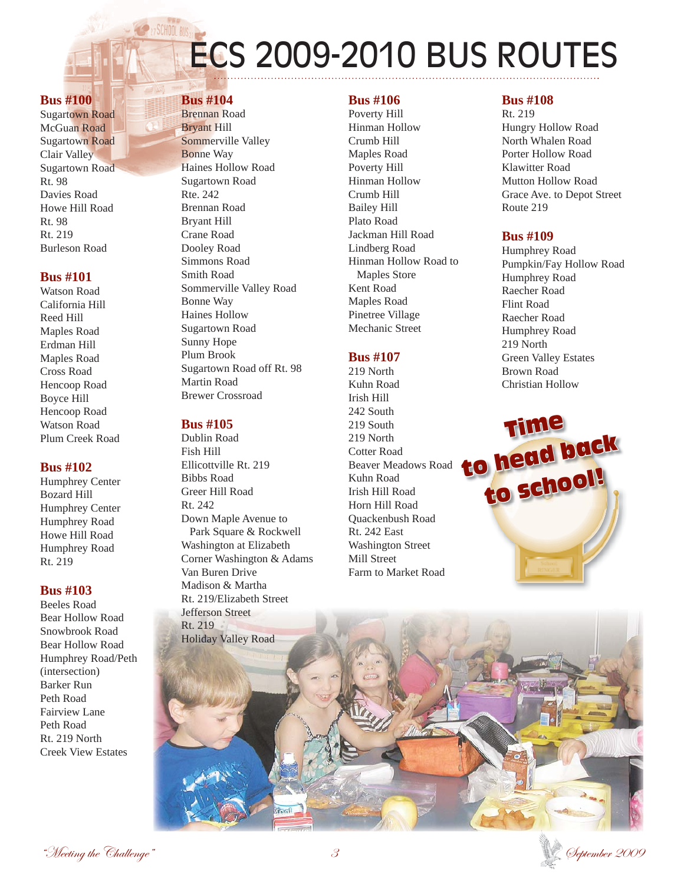# ECS 2009-2010 BUS ROUTES

## Bus #100

Sugartown Road
McGuan Road
Sugartown Road
Clair Valley
Sugartown Road
Rt. 98
Davies Road
Howe Hill Road
Rt. 98
Rt. 219
Burleson Road

## Bus #101

Watson Road
California Hill
Reed Hill
Maples Road
Erdman Hill
Maples Road
Cross Road
Hencoop Road
Boyce Hill
Hencoop Road
Watson Road
Plum Creek Road

## Bus #102

Humphrey Center
Bozard Hill
Humphrey Center
Humphrey Road
Howe Hill Road
Humphrey Road
Rt. 219

## Bus #103

Beeles Road
Bear Hollow Road
Snowbrook Road
Bear Hollow Road
Humphrey Road/Peth (intersection)
Barker Run
Peth Road
Fairview Lane
Peth Road
Rt. 219 North
Creek View Estates

## Bus #104

Brennan Road
Bryant Hill
Sommerville Valley
Bonne Way
Haines Hollow Road
Sugartown Road
Rte. 242
Brennan Road
Bryant Hill
Crane Road
Dooley Road
Simmons Road
Smith Road
Sommerville Valley Road
Bonne Way
Haines Hollow
Sugartown Road
Sunny Hope
Plum Brook
Sugartown Road off Rt. 98
Martin Road
Brewer Crossroad

## Bus #105

Dublin Road
Fish Hill
Ellicottville Rt. 219
Bibbs Road
Greer Hill Road
Rt. 242
Down Maple Avenue to Park Square & Rockwell
Washington at Elizabeth
Corner Washington & Adams
Van Buren Drive
Madison & Martha
Rt. 219/Elizabeth Street
Jefferson Street
Rt. 219
Holiday Valley Road

## Bus #106

Poverty Hill
Hinman Hollow
Crumb Hill
Maples Road
Poverty Hill
Hinman Hollow
Crumb Hill
Bailey Hill
Plato Road
Jackman Hill Road
Lindberg Road
Hinman Hollow Road to Maples Store
Kent Road
Maples Road
Pinetree Village
Mechanic Street

## Bus #107

219 North
Kuhn Road
Irish Hill
242 South
219 South
219 North
Cotter Road
Beaver Meadows Road
Kuhn Road
Irish Hill Road
Horn Hill Road
Quackenbush Road
Rt. 242 East
Washington Street
Mill Street
Farm to Market Road

## Bus #108

Rt. 219
Hungry Hollow Road
North Whalen Road
Porter Hollow Road
Klawitter Road
Mutton Hollow Road
Grace Ave. to Depot Street
Route 219

## Bus #109

Humphrey Road
Pumpkin/Fay Hollow Road
Humphrey Road
Raecher Road
Flint Road
Raecher Road
Humphrey Road
219 North
Green Valley Estates
Brown Road
Christian Hollow

**Time to head back to school!**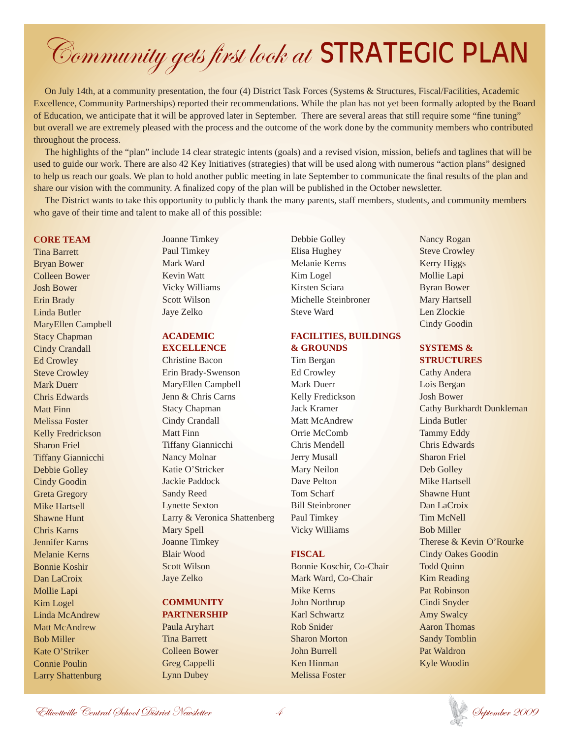# Community gets first look at STRATEGIC PLAN

On July 14th, at a community presentation, the four (4) District Task Forces (Systems & Structures, Fiscal/Facilities, Academic Excellence, Community Partnerships) reported their recommendations. While the plan has not yet been formally adopted by the Board of Education, we anticipate that it will be approved later in September. There are several areas that still require some "fine tuning" but overall we are extremely pleased with the process and the outcome of the work done by the community members who contributed throughout the process.

The highlights of the "plan" include 14 clear strategic intents (goals) and a revised vision, mission, beliefs and taglines that will be used to guide our work. There are also 42 Key Initiatives (strategies) that will be used along with numerous "action plans" designed to help us reach our goals. We plan to hold another public meeting in late September to communicate the final results of the plan and share our vision with the community. A finalized copy of the plan will be published in the October newsletter.

The District wants to take this opportunity to publicly thank the many parents, staff members, students, and community members who gave of their time and talent to make all of this possible:

**CORE TEAM**

Tina Barrett
Bryan Bower
Colleen Bower
Josh Bower
Erin Brady
Linda Butler
MaryEllen Campbell
Stacy Chapman
Cindy Crandall
Ed Crowley
Steve Crowley
Mark Duerr
Chris Edwards
Matt Finn
Melissa Foster
Kelly Fredrickson
Sharon Friel
Tiffany Giannicchi
Debbie Golley
Cindy Goodin
Greta Gregory
Mike Hartsell
Shawne Hunt
Chris Karns
Jennifer Karns
Melanie Kerns
Bonnie Koshir
Dan LaCroix
Mollie Lapi
Kim Logel
Linda McAndrew
Matt McAndrew
Bob Miller
Kate O'Striker
Connie Poulin
Larry Shattenburg
Joanne Timkey
Paul Timkey
Mark Ward
Kevin Watt
Vicky Williams
Scott Wilson
Jaye Zelko

**ACADEMIC EXCELLENCE**

Christine Bacon
Erin Brady-Swenson
MaryEllen Campbell
Jenn & Chris Carns
Stacy Chapman
Cindy Crandall
Matt Finn
Tiffany Giannicchi
Nancy Molnar
Katie O'Stricker
Jackie Paddock
Sandy Reed
Lynette Sexton
Larry & Veronica Shattenberg
Mary Spell
Joanne Timkey
Blair Wood
Scott Wilson
Jaye Zelko

**COMMUNITY PARTNERSHIP**

Paula Aryhart
Tina Barrett
Colleen Bower
Greg Cappelli
Lynn Dubey
Debbie Golley
Elisa Hughey
Melanie Kerns
Kim Logel
Kirsten Sciara
Michelle Steinbroner
Steve Ward

**FACILITIES, BUILDINGS & GROUNDS**

Tim Bergan
Ed Crowley
Mark Duerr
Kelly Fredickson
Jack Kramer
Matt McAndrew
Orrie McComb
Chris Mendell
Jerry Musall
Mary Neilon
Dave Pelton
Tom Scharf
Bill Steinbroner
Paul Timkey
Vicky Williams

**FISCAL**

Bonnie Koschir, Co-Chair
Mark Ward, Co-Chair
Mike Kerns
John Northrup
Karl Schwartz
Rob Snider
Sharon Morton
John Burrell
Ken Hinman
Melissa Foster
Nancy Rogan
Steve Crowley
Kerry Higgs
Mollie Lapi
Byran Bower
Mary Hartsell
Len Zlockie
Cindy Goodin

**SYSTEMS & STRUCTURES**

Cathy Andera
Lois Bergan
Josh Bower
Cathy Burkhardt Dunkleman
Linda Butler
Tammy Eddy
Chris Edwards
Sharon Friel
Deb Golley
Mike Hartsell
Shawne Hunt
Dan LaCroix
Tim McNell
Bob Miller
Therese & Kevin O'Rourke
Cindy Oakes Goodin
Todd Quinn
Kim Reading
Pat Robinson
Cindi Snyder
Amy Swalcy
Aaron Thomas
Sandy Tomblin
Pat Waldron
Kyle Woodin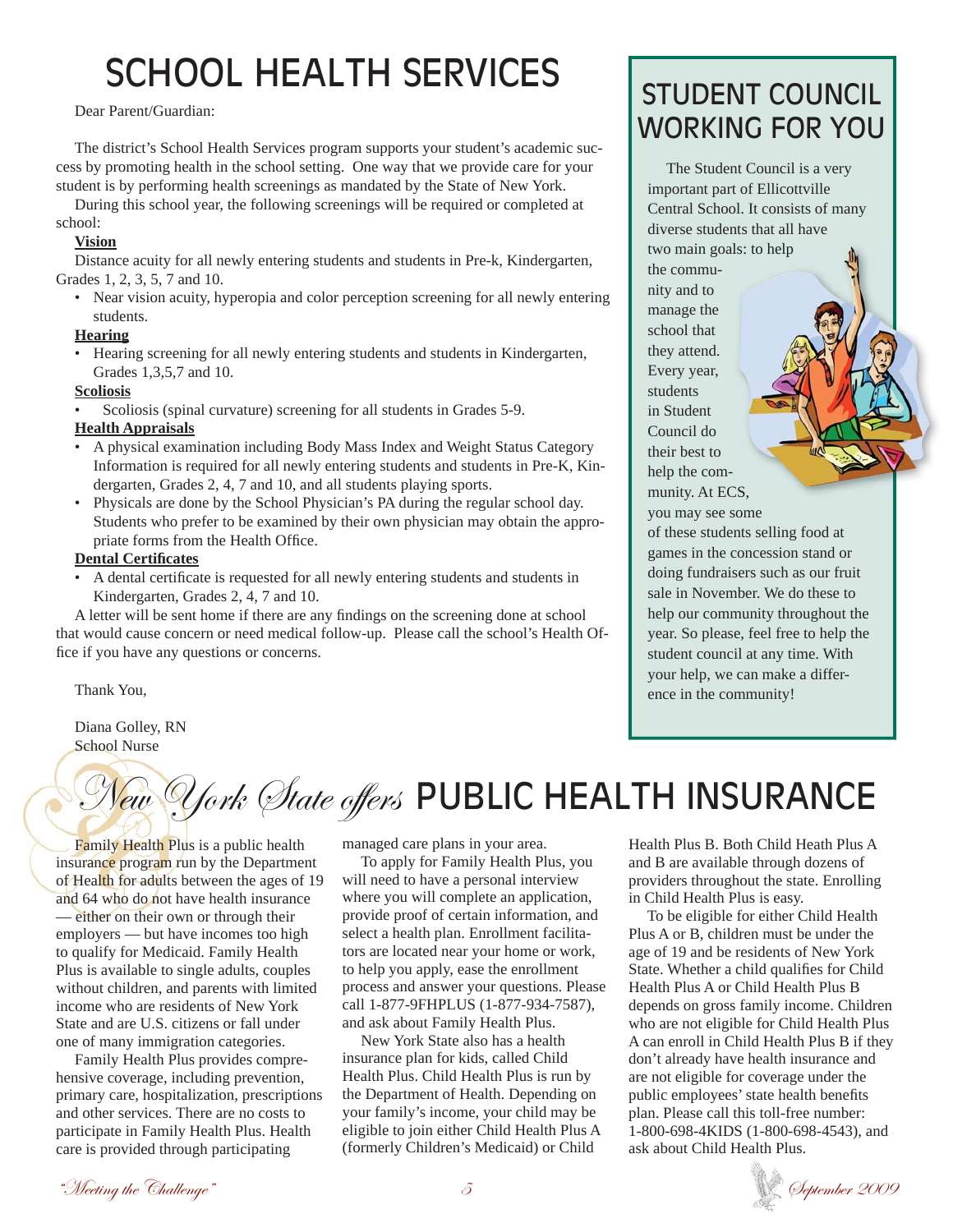# SCHOOL HEALTH SERVICES

Dear Parent/Guardian:

The district's School Health Services program supports your student's academic success by promoting health in the school setting. One way that we provide care for your student is by performing health screenings as mandated by the State of New York.

During this school year, the following screenings will be required or completed at school:

**Vision**

Distance acuity for all newly entering students and students in Pre-k, Kindergarten, Grades 1, 2, 3, 5, 7 and 10.

- Near vision acuity, hyperopia and color perception screening for all newly entering students.

**Hearing**

- Hearing screening for all newly entering students and students in Kindergarten, Grades 1,3,5,7 and 10.

**Scoliosis**

- Scoliosis (spinal curvature) screening for all students in Grades 5-9.

**Health Appraisals**

- A physical examination including Body Mass Index and Weight Status Category Information is required for all newly entering students and students in Pre-K, Kindergarten, Grades 2, 4, 7 and 10, and all students playing sports.
- Physicals are done by the School Physician's PA during the regular school day. Students who prefer to be examined by their own physician may obtain the appropriate forms from the Health Office.

**Dental Certificates**

- A dental certificate is requested for all newly entering students and students in Kindergarten, Grades 2, 4, 7 and 10.

A letter will be sent home if there are any findings on the screening done at school that would cause concern or need medical follow-up. Please call the school's Health Office if you have any questions or concerns.

Thank You,

Diana Golley, RN
School Nurse

## STUDENT COUNCIL WORKING FOR YOU

The Student Council is a very important part of Ellicottville Central School. It consists of many diverse students that all have two main goals: to help the community and to manage the school that they attend. Every year, students in Student Council do their best to help the community. At ECS, you may see some of these students selling food at games in the concession stand or doing fundraisers such as our fruit sale in November. We do these to help our community throughout the year. So please, feel free to help the student council at any time. With your help, we can make a difference in the community!

# *New York State offers* PUBLIC HEALTH INSURANCE

Family Health Plus is a public health insurance program run by the Department of Health for adults between the ages of 19 and 64 who do not have health insurance — either on their own or through their employers — but have incomes too high to qualify for Medicaid. Family Health Plus is available to single adults, couples without children, and parents with limited income who are residents of New York State and are U.S. citizens or fall under one of many immigration categories.

Family Health Plus provides comprehensive coverage, including prevention, primary care, hospitalization, prescriptions and other services. There are no costs to participate in Family Health Plus. Health care is provided through participating managed care plans in your area.

To apply for Family Health Plus, you will need to have a personal interview where you will complete an application, provide proof of certain information, and select a health plan. Enrollment facilitators are located near your home or work, to help you apply, ease the enrollment process and answer your questions. Please call 1-877-9FHPLUS (1-877-934-7587), and ask about Family Health Plus.

New York State also has a health insurance plan for kids, called Child Health Plus. Child Health Plus is run by the Department of Health. Depending on your family's income, your child may be eligible to join either Child Health Plus A (formerly Children's Medicaid) or Child Health Plus B. Both Child Heath Plus A and B are available through dozens of providers throughout the state. Enrolling in Child Health Plus is easy.

To be eligible for either Child Health Plus A or B, children must be under the age of 19 and be residents of New York State. Whether a child qualifies for Child Health Plus A or Child Health Plus B depends on gross family income. Children who are not eligible for Child Health Plus A can enroll in Child Health Plus B if they don't already have health insurance and are not eligible for coverage under the public employees' state health benefits plan. Please call this toll-free number: 1-800-698-4KIDS (1-800-698-4543), and ask about Child Health Plus.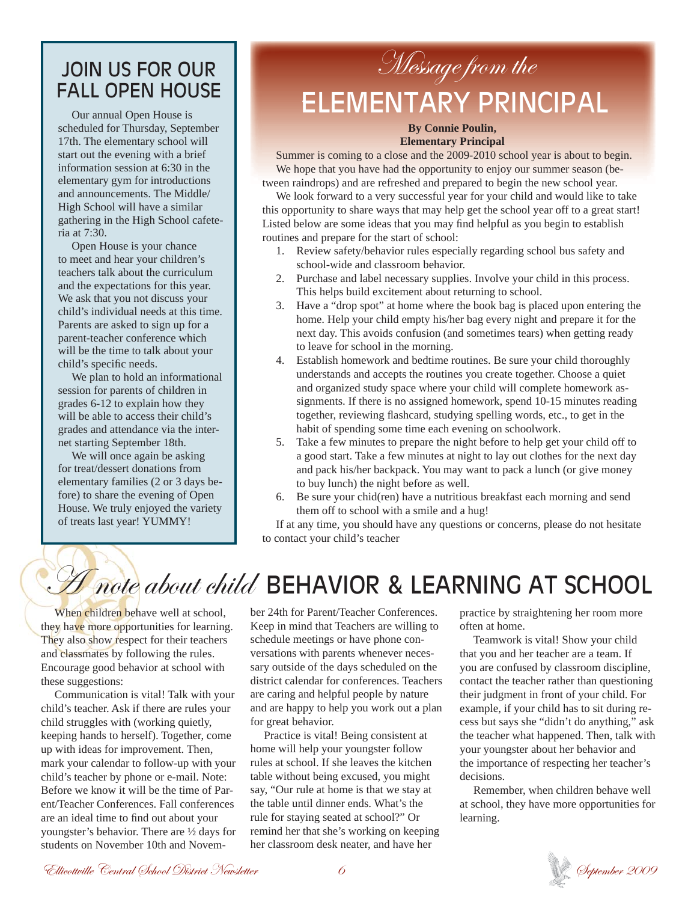## JOIN US FOR OUR FALL OPEN HOUSE

Our annual Open House is scheduled for Thursday, September 17th. The elementary school will start out the evening with a brief information session at 6:30 in the elementary gym for introductions and announcements. The Middle/High School will have a similar gathering in the High School cafeteria at 7:30.

Open House is your chance to meet and hear your children's teachers talk about the curriculum and the expectations for this year. We ask that you not discuss your child's individual needs at this time. Parents are asked to sign up for a parent-teacher conference which will be the time to talk about your child's specific needs.

We plan to hold an informational session for parents of children in grades 6-12 to explain how they will be able to access their child's grades and attendance via the internet starting September 18th.

We will once again be asking for treat/dessert donations from elementary families (2 or 3 days before) to share the evening of Open House. We truly enjoyed the variety of treats last year! YUMMY!

## *Message from the* ELEMENTARY PRINCIPAL

**By Connie Poulin, Elementary Principal**

Summer is coming to a close and the 2009-2010 school year is about to begin. We hope that you have had the opportunity to enjoy our summer season (between raindrops) and are refreshed and prepared to begin the new school year.

We look forward to a very successful year for your child and would like to take this opportunity to share ways that may help get the school year off to a great start! Listed below are some ideas that you may find helpful as you begin to establish routines and prepare for the start of school:

1. Review safety/behavior rules especially regarding school bus safety and school-wide and classroom behavior.
2. Purchase and label necessary supplies. Involve your child in this process. This helps build excitement about returning to school.
3. Have a "drop spot" at home where the book bag is placed upon entering the home. Help your child empty his/her bag every night and prepare it for the next day. This avoids confusion (and sometimes tears) when getting ready to leave for school in the morning.
4. Establish homework and bedtime routines. Be sure your child thoroughly understands and accepts the routines you create together. Choose a quiet and organized study space where your child will complete homework assignments. If there is no assigned homework, spend 10-15 minutes reading together, reviewing flashcard, studying spelling words, etc., to get in the habit of spending some time each evening on schoolwork.
5. Take a few minutes to prepare the night before to help get your child off to a good start. Take a few minutes at night to lay out clothes for the next day and pack his/her backpack. You may want to pack a lunch (or give money to buy lunch) the night before as well.
6. Be sure your chid(ren) have a nutritious breakfast each morning and send them off to school with a smile and a hug!

If at any time, you should have any questions or concerns, please do not hesitate to contact your child's teacher

## *A note about child* BEHAVIOR & LEARNING AT SCHOOL

When children behave well at school, they have more opportunities for learning. They also show respect for their teachers and classmates by following the rules. Encourage good behavior at school with these suggestions:

Communication is vital! Talk with your child's teacher. Ask if there are rules your child struggles with (working quietly, keeping hands to herself). Together, come up with ideas for improvement. Then, mark your calendar to follow-up with your child's teacher by phone or e-mail. Note: Before we know it will be the time of Parent/Teacher Conferences. Fall conferences are an ideal time to find out about your youngster's behavior. There are ½ days for students on November 10th and November 24th for Parent/Teacher Conferences. Keep in mind that Teachers are willing to schedule meetings or have phone conversations with parents whenever necessary outside of the days scheduled on the district calendar for conferences. Teachers are caring and helpful people by nature and are happy to help you work out a plan for great behavior.

Practice is vital! Being consistent at home will help your youngster follow rules at school. If she leaves the kitchen table without being excused, you might say, "Our rule at home is that we stay at the table until dinner ends. What's the rule for staying seated at school?" Or remind her that she's working on keeping her classroom desk neater, and have her practice by straightening her room more often at home.

Teamwork is vital! Show your child that you and her teacher are a team. If you are confused by classroom discipline, contact the teacher rather than questioning their judgment in front of your child. For example, if your child has to sit during recess but says she "didn't do anything," ask the teacher what happened. Then, talk with your youngster about her behavior and the importance of respecting her teacher's decisions.

Remember, when children behave well at school, they have more opportunities for learning.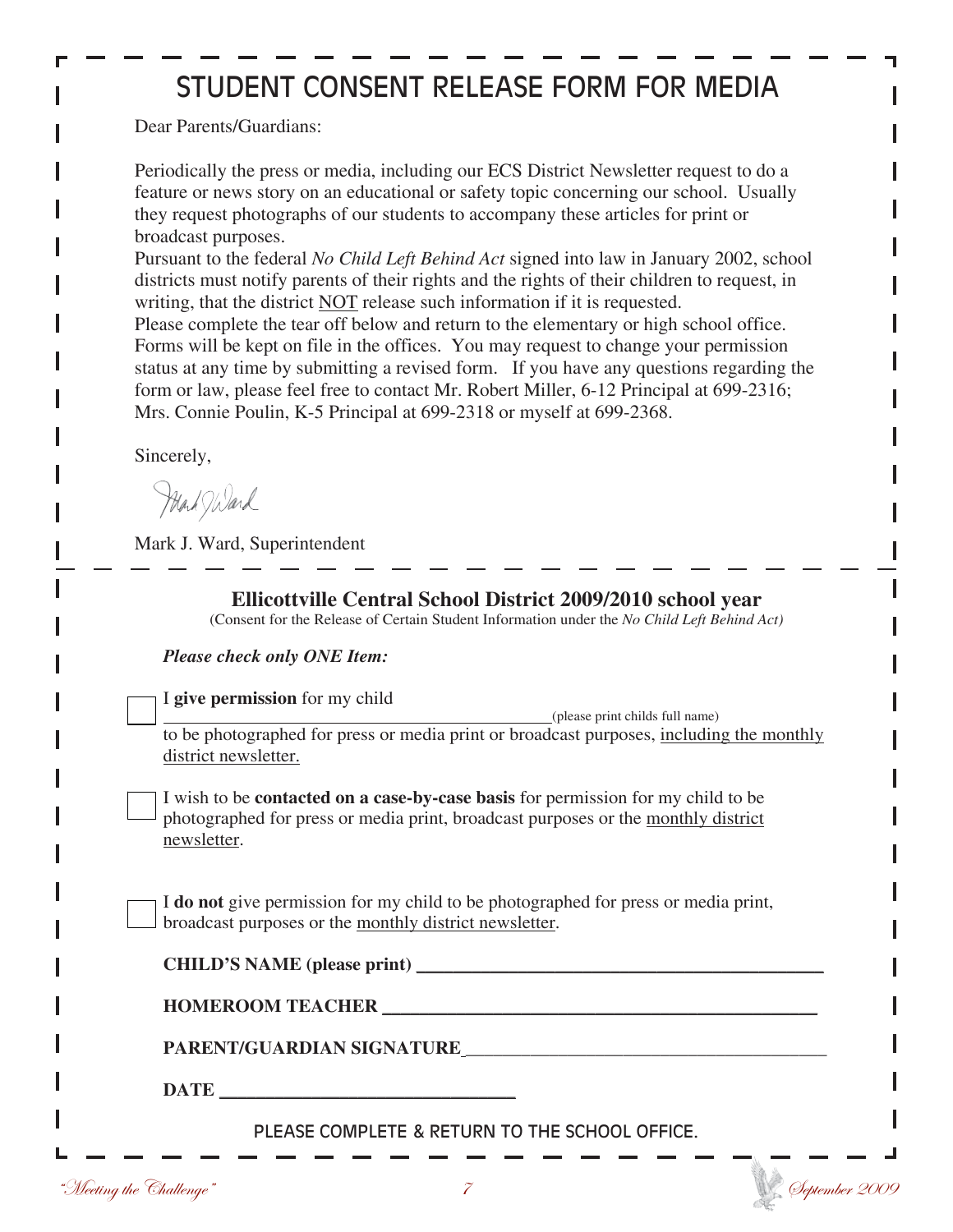# STUDENT CONSENT RELEASE FORM FOR MEDIA

Dear Parents/Guardians:

Periodically the press or media, including our ECS District Newsletter request to do a feature or news story on an educational or safety topic concerning our school. Usually they request photographs of our students to accompany these articles for print or broadcast purposes.
Pursuant to the federal *No Child Left Behind Act* signed into law in January 2002, school districts must notify parents of their rights and the rights of their children to request, in writing, that the district NOT release such information if it is requested.
Please complete the tear off below and return to the elementary or high school office. Forms will be kept on file in the offices. You may request to change your permission status at any time by submitting a revised form. If you have any questions regarding the form or law, please feel free to contact Mr. Robert Miller, 6-12 Principal at 699-2316; Mrs. Connie Poulin, K-5 Principal at 699-2318 or myself at 699-2368.

Sincerely,

Mark J. Ward, Superintendent

---

## Ellicottville Central School District 2009/2010 school year

(Consent for the Release of Certain Student Information under the *No Child Left Behind Act)*

***Please check only ONE Item:***

☐ I **give permission** for my child ____________________________________________ (please print childs full name) to be photographed for press or media print or broadcast purposes, including the monthly district newsletter.

☐ I wish to be **contacted on a case-by-case basis** for permission for my child to be photographed for press or media print, broadcast purposes or the monthly district newsletter.

☐ I **do not** give permission for my child to be photographed for press or media print, broadcast purposes or the monthly district newsletter.

**CHILD'S NAME (please print)** ____________________________________________

**HOMEROOM TEACHER** ____________________________________________

**PARENT/GUARDIAN SIGNATURE**____________________________________________

**DATE** ______________________________

PLEASE COMPLETE & RETURN TO THE SCHOOL OFFICE.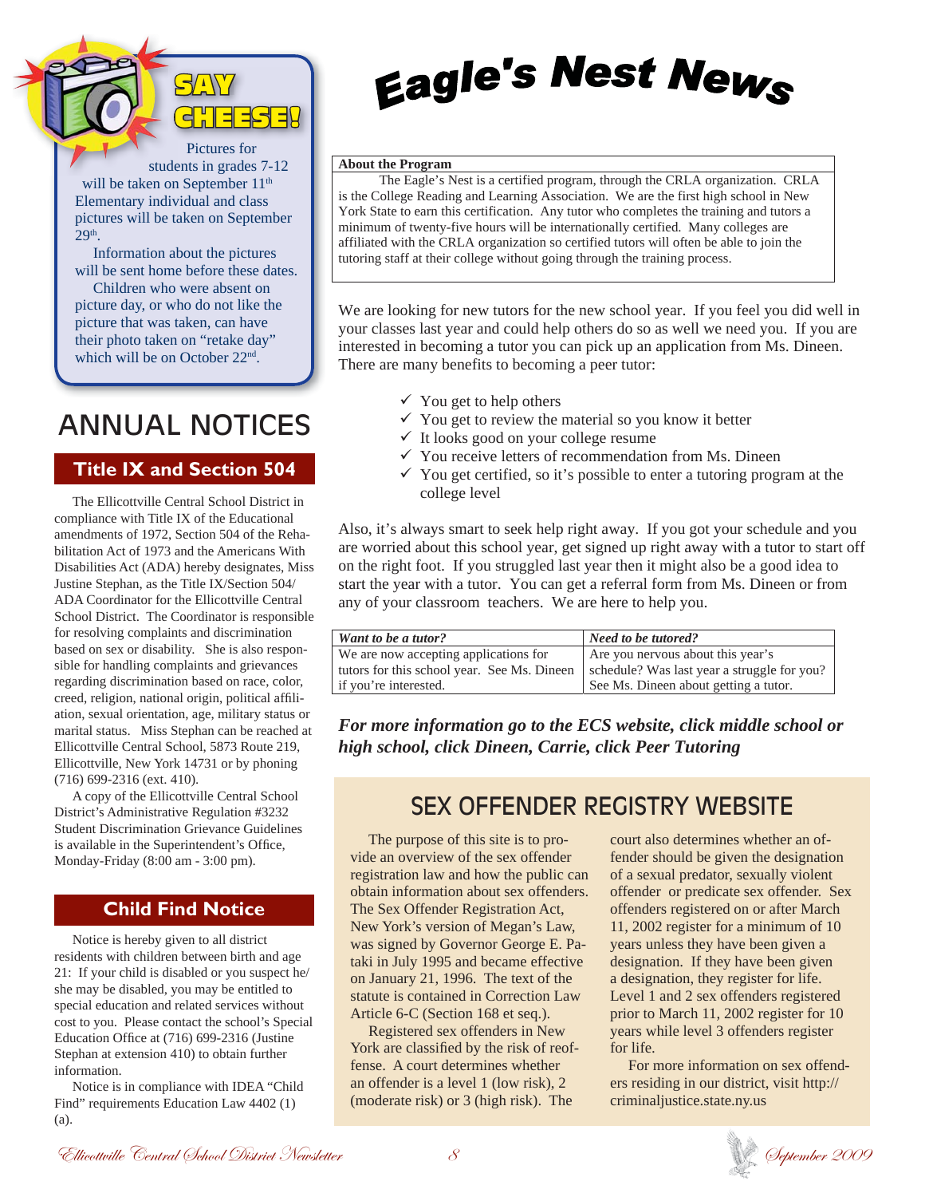## SAY CHEESE!

Pictures for students in grades 7-12 will be taken on September 11th Elementary individual and class pictures will be taken on September 29th.

Information about the pictures will be sent home before these dates.

Children who were absent on picture day, or who do not like the picture that was taken, can have their photo taken on "retake day" which will be on October 22nd.

# ANNUAL NOTICES

## Title IX and Section 504

The Ellicottville Central School District in compliance with Title IX of the Educational amendments of 1972, Section 504 of the Rehabilitation Act of 1973 and the Americans With Disabilities Act (ADA) hereby designates, Miss Justine Stephan, as the Title IX/Section 504/ ADA Coordinator for the Ellicottville Central School District. The Coordinator is responsible for resolving complaints and discrimination based on sex or disability. She is also responsible for handling complaints and grievances regarding discrimination based on race, color, creed, religion, national origin, political affiliation, sexual orientation, age, military status or marital status. Miss Stephan can be reached at Ellicottville Central School, 5873 Route 219, Ellicottville, New York 14731 or by phoning (716) 699-2316 (ext. 410).

A copy of the Ellicottville Central School District's Administrative Regulation #3232 Student Discrimination Grievance Guidelines is available in the Superintendent's Office, Monday-Friday (8:00 am - 3:00 pm).

## Child Find Notice

Notice is hereby given to all district residents with children between birth and age 21: If your child is disabled or you suspect he/she may be disabled, you may be entitled to special education and related services without cost to you. Please contact the school's Special Education Office at (716) 699-2316 (Justine Stephan at extension 410) to obtain further information.

Notice is in compliance with IDEA "Child Find" requirements Education Law 4402 (1) (a).

# Eagle's Nest News

**About the Program**

The Eagle's Nest is a certified program, through the CRLA organization. CRLA is the College Reading and Learning Association. We are the first high school in New York State to earn this certification. Any tutor who completes the training and tutors a minimum of twenty-five hours will be internationally certified. Many colleges are affiliated with the CRLA organization so certified tutors will often be able to join the tutoring staff at their college without going through the training process.

We are looking for new tutors for the new school year. If you feel you did well in your classes last year and could help others do so as well we need you. If you are interested in becoming a tutor you can pick up an application from Ms. Dineen. There are many benefits to becoming a peer tutor:

- ✓ You get to help others
- ✓ You get to review the material so you know it better
- ✓ It looks good on your college resume
- ✓ You receive letters of recommendation from Ms. Dineen
- ✓ You get certified, so it's possible to enter a tutoring program at the college level

Also, it's always smart to seek help right away. If you got your schedule and you are worried about this school year, get signed up right away with a tutor to start off on the right foot. If you struggled last year then it might also be a good idea to start the year with a tutor. You can get a referral form from Ms. Dineen or from any of your classroom teachers. We are here to help you.

| ***Want to be a tutor?*** | ***Need to be tutored?*** |
|---|---|
| We are now accepting applications for tutors for this school year. See Ms. Dineen if you're interested. | Are you nervous about this year's schedule? Was last year a struggle for you? See Ms. Dineen about getting a tutor. |

***For more information go to the ECS website, click middle school or high school, click Dineen, Carrie, click Peer Tutoring***

## SEX OFFENDER REGISTRY WEBSITE

The purpose of this site is to provide an overview of the sex offender registration law and how the public can obtain information about sex offenders. The Sex Offender Registration Act, New York's version of Megan's Law, was signed by Governor George E. Pataki in July 1995 and became effective on January 21, 1996. The text of the statute is contained in Correction Law Article 6-C (Section 168 et seq.).

Registered sex offenders in New York are classified by the risk of reoffense. A court determines whether an offender is a level 1 (low risk), 2 (moderate risk) or 3 (high risk). The court also determines whether an offender should be given the designation of a sexual predator, sexually violent offender or predicate sex offender. Sex offenders registered on or after March 11, 2002 register for a minimum of 10 years unless they have been given a designation. If they have been given a designation, they register for life. Level 1 and 2 sex offenders registered prior to March 11, 2002 register for 10 years while level 3 offenders register for life.

For more information on sex offenders residing in our district, visit http://criminaljustice.state.ny.us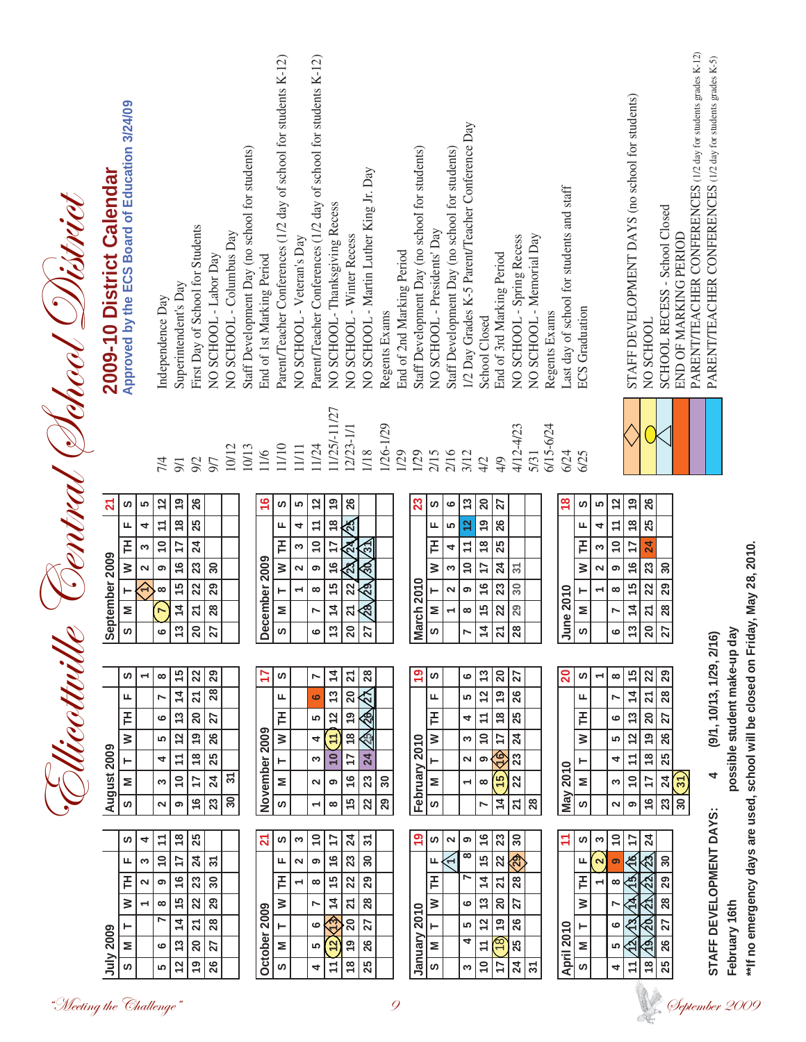# Ellicottville Central School District

## 2009-10 District Calendar

**Approved by the ECS Board of Education 3/24/09**

### July 2009

| S | M | T | W | TH | F | S |
|---|---|---|---|---|---|---|
| | | | 1 | 2 | 3 | 4 |
| 5 | 6 | 7 | 8 | 9 | 10 | 11 |
| 12 | 13 | 14 | 15 | 16 | 17 | 18 |
| 19 | 20 | 21 | 22 | 23 | 24 | 25 |
| 26 | 27 | 28 | 29 | 30 | 31 | |

### August 2009

| S | M | T | W | TH | F | S |
|---|---|---|---|---|---|---|
| | | | | | | 1 |
| 2 | 3 | 4 | 5 | 6 | 7 | 8 |
| 9 | 10 | 11 | 12 | 13 | 14 | 15 |
| 16 | 17 | 18 | 19 | 20 | 21 | 22 |
| 23 | 24 | 25 | 26 | 27 | 28 | 29 |
| 30 | 31 | | | | | |

### September 2009 — 21

| S | M | T | W | TH | F | S |
|---|---|---|---|---|---|---|
| | | 1 | 2 | 3 | 4 | 5 |
| 6 | 7 | 8 | 9 | 10 | 11 | 12 |
| 13 | 14 | 15 | 16 | 17 | 18 | 19 |
| 20 | 21 | 22 | 23 | 24 | 25 | 26 |
| 27 | 28 | 29 | 30 | | | |

### October 2009 — 21

| S | M | T | W | TH | F | S |
|---|---|---|---|---|---|---|
| | | | | 1 | 2 | 3 |
| 4 | 5 | 6 | 7 | 8 | 9 | 10 |
| 11 | 12 | 13 | 14 | 15 | 16 | 17 |
| 18 | 19 | 20 | 21 | 22 | 23 | 24 |
| 25 | 26 | 27 | 28 | 29 | 30 | 31 |

### November 2009 — 17

| S | M | T | W | TH | F | S |
|---|---|---|---|---|---|---|
| 1 | 2 | 3 | 4 | 5 | 6 | 7 |
| 8 | 9 | 10 | 11 | 12 | 13 | 14 |
| 15 | 16 | 17 | 18 | 19 | 20 | 21 |
| 22 | 23 | 24 | 25 | 26 | 27 | 28 |
| 29 | 30 | | | | | |

### December 2009 — 16

| S | M | T | W | TH | F | S |
|---|---|---|---|---|---|---|
| | | 1 | 2 | 3 | 4 | 5 |
| 6 | 7 | 8 | 9 | 10 | 11 | 12 |
| 13 | 14 | 15 | 16 | 17 | 18 | 19 |
| 20 | 21 | 22 | 23 | 24 | 25 | 26 |
| 27 | 28 | 29 | 30 | 31 | | |

### January 2010 — 19

| S | M | T | W | TH | F | S |
|---|---|---|---|---|---|---|
| | | | | | 1 | 2 |
| 3 | 4 | 5 | 6 | 7 | 8 | 9 |
| 10 | 11 | 12 | 13 | 14 | 15 | 16 |
| 17 | 18 | 19 | 20 | 21 | 22 | 23 |
| 24 | 25 | 26 | 27 | 28 | 29 | 30 |
| 31 | | | | | | |

### February 2010 — 19

| S | M | T | W | TH | F | S |
|---|---|---|---|---|---|---|
| | 1 | 2 | 3 | 4 | 5 | 6 |
| 7 | 8 | 9 | 10 | 11 | 12 | 13 |
| 14 | 15 | 16 | 17 | 18 | 19 | 20 |
| 21 | 22 | 23 | 24 | 25 | 26 | 27 |
| 28 | | | | | | |

### March 2010 — 23

| S | M | T | W | TH | F | S |
|---|---|---|---|---|---|---|
| | 1 | 2 | 3 | 4 | 5 | 6 |
| 7 | 8 | 9 | 10 | 11 | 12 | 13 |
| 14 | 15 | 16 | 17 | 18 | 19 | 20 |
| 21 | 22 | 23 | 24 | 25 | 26 | 27 |
| 28 | 29 | 30 | 31 | | | |

### April 2010 — 11

| S | M | T | W | TH | F | S |
|---|---|---|---|---|---|---|
| | | | | 1 | 2 | 3 |
| 4 | 5 | 6 | 7 | 8 | 9 | 10 |
| 11 | 12 | 13 | 14 | 15 | 16 | 17 |
| 18 | 19 | 20 | 21 | 22 | 23 | 24 |
| 25 | 26 | 27 | 28 | 29 | 30 | |

### May 2010 — 20

| S | M | T | W | TH | F | S |
|---|---|---|---|---|---|---|
| | | | | | | 1 |
| 2 | 3 | 4 | 5 | 6 | 7 | 8 |
| 9 | 10 | 11 | 12 | 13 | 14 | 15 |
| 16 | 17 | 18 | 19 | 20 | 21 | 22 |
| 23 | 24 | 25 | 26 | 27 | 28 | 29 |
| 30 | 31 | | | | | |

### June 2010 — 18

| S | M | T | W | TH | F | S |
|---|---|---|---|---|---|---|
| | | 1 | 2 | 3 | 4 | 5 |
| 6 | 7 | 8 | 9 | 10 | 11 | 12 |
| 13 | 14 | 15 | 16 | 17 | 18 | 19 |
| 20 | 21 | 22 | 23 | 24 | 25 | 26 |
| 27 | 28 | 29 | 30 | | | |

| Date | Event |
|---|---|
| 7/4 | Independence Day |
| 9/1 | Superintendent's Day |
| 9/2 | First Day of School for Students |
| 9/7 | NO SCHOOL - Labor Day |
| 10/12 | NO SCHOOL - Columbus Day |
| 10/13 | Staff Development Day (no school for students) |
| 11/6 | End of 1st Marking Period |
| 11/10 | Parent/Teacher Conferences (1/2 day of school for students K-12) |
| 11/11 | NO SCHOOL - Veteran's Day |
| 11/24 | Parent/Teacher Conferences (1/2 day of school for students K-12) |
| 11/25/-11/27 | NO SCHOOL- Thanksgiving Recess |
| 12/23-1/1 | NO SCHOOL - Winter Recess |
| 1/18 | NO SCHOOL - Martin Luther King Jr. Day |
| 1/26-1/29 | Regents Exams |
| 1/29 | End of 2nd Marking Period |
| 1/29 | Staff Development Day (no school for students) |
| 2/15 | NO SCHOOL - Presidents' Day |
| 2/16 | Staff Development Day (no school for students) |
| 3/12 | 1/2 Day Grades K-5 Parent/Teacher Conference Day |
| 4/2 | School Closed |
| 4/9 | End of 3rd Marking Period |
| 4/12-4/23 | NO SCHOOL - Spring Recess |
| 5/31 | NO SCHOOL - Memorial Day |
| 6/15-6/24 | Regents Exams |
| 6/24 | Last day of school for students and staff |
| 6/25 | ECS Graduation |

**Legend:**

- (Diamond) STAFF DEVELOPMENT DAYS (no school for students)
- (Circle) NO SCHOOL
- (Triangle) SCHOOL RECESS - School Closed
- (Orange) END OF MARKING PERIOD
- (Purple) PARENT/TEACHER CONFERENCES (1/2 day for students grades K-12)
- (Blue) PARENT/TEACHER CONFERENCES (1/2 day for students grades K-5)

**STAFF DEVELOPMENT DAYS: 4 (9/1, 10/13, 1/29, 2/16)**

**February 16th possible student make-up day**

****If no emergency days are used, school will be closed on Friday, May 28, 2010.**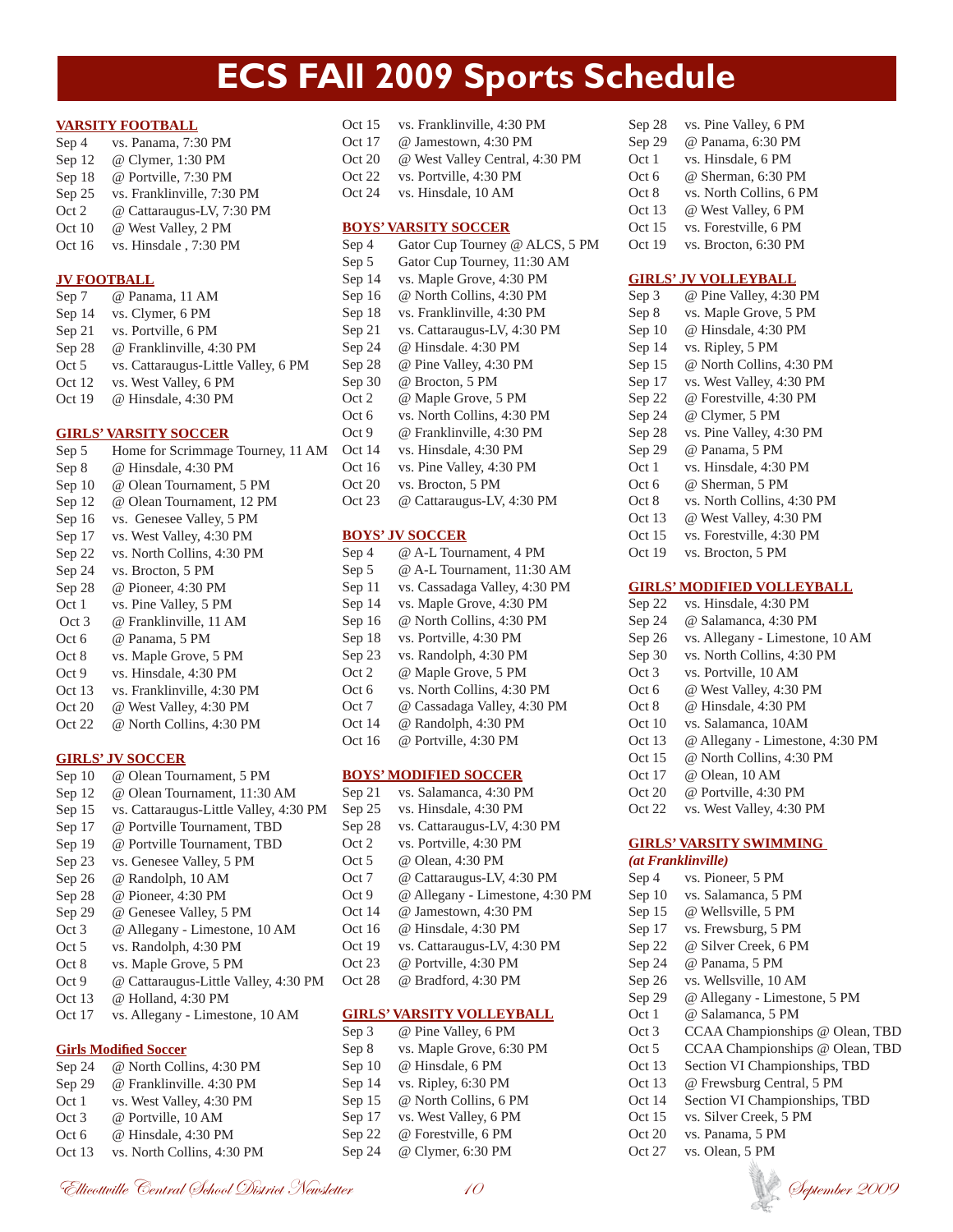# ECS FAll 2009 Sports Schedule

**VARSITY FOOTBALL**

| | |
|---|---|
| Sep 4 | vs. Panama, 7:30 PM |
| Sep 12 | @ Clymer, 1:30 PM |
| Sep 18 | @ Portville, 7:30 PM |
| Sep 25 | vs. Franklinville, 7:30 PM |
| Oct 2 | @ Cattaraugus-LV, 7:30 PM |
| Oct 10 | @ West Valley, 2 PM |
| Oct 16 | vs. Hinsdale , 7:30 PM |

**JV FOOTBALL**

| | |
|---|---|
| Sep 7 | @ Panama, 11 AM |
| Sep 14 | vs. Clymer, 6 PM |
| Sep 21 | vs. Portville, 6 PM |
| Sep 28 | @ Franklinville, 4:30 PM |
| Oct 5 | vs. Cattaraugus-Little Valley, 6 PM |
| Oct 12 | vs. West Valley, 6 PM |
| Oct 19 | @ Hinsdale, 4:30 PM |

**GIRLS' VARSITY SOCCER**

| | |
|---|---|
| Sep 5 | Home for Scrimmage Tourney, 11 AM |
| Sep 8 | @ Hinsdale, 4:30 PM |
| Sep 10 | @ Olean Tournament, 5 PM |
| Sep 12 | @ Olean Tournament, 12 PM |
| Sep 16 | vs. Genesee Valley, 5 PM |
| Sep 17 | vs. West Valley, 4:30 PM |
| Sep 22 | vs. North Collins, 4:30 PM |
| Sep 24 | vs. Brocton, 5 PM |
| Sep 28 | @ Pioneer, 4:30 PM |
| Oct 1 | vs. Pine Valley, 5 PM |
| Oct 3 | @ Franklinville, 11 AM |
| Oct 6 | @ Panama, 5 PM |
| Oct 8 | vs. Maple Grove, 5 PM |
| Oct 9 | vs. Hinsdale, 4:30 PM |
| Oct 13 | vs. Franklinville, 4:30 PM |
| Oct 20 | @ West Valley, 4:30 PM |
| Oct 22 | @ North Collins, 4:30 PM |

**GIRLS' JV SOCCER**

| | |
|---|---|
| Sep 10 | @ Olean Tournament, 5 PM |
| Sep 12 | @ Olean Tournament, 11:30 AM |
| Sep 15 | vs. Cattaraugus-Little Valley, 4:30 PM |
| Sep 17 | @ Portville Tournament, TBD |
| Sep 19 | @ Portville Tournament, TBD |
| Sep 23 | vs. Genesee Valley, 5 PM |
| Sep 26 | @ Randolph, 10 AM |
| Sep 28 | @ Pioneer, 4:30 PM |
| Sep 29 | @ Genesee Valley, 5 PM |
| Oct 3 | @ Allegany - Limestone, 10 AM |
| Oct 5 | vs. Randolph, 4:30 PM |
| Oct 8 | vs. Maple Grove, 5 PM |
| Oct 9 | @ Cattaraugus-Little Valley, 4:30 PM |
| Oct 13 | @ Holland, 4:30 PM |
| Oct 17 | vs. Allegany - Limestone, 10 AM |

**Girls Modified Soccer**

| | |
|---|---|
| Sep 24 | @ North Collins, 4:30 PM |
| Sep 29 | @ Franklinville. 4:30 PM |
| Oct 1 | vs. West Valley, 4:30 PM |
| Oct 3 | @ Portville, 10 AM |
| Oct 6 | @ Hinsdale, 4:30 PM |
| Oct 13 | vs. North Collins, 4:30 PM |
| Oct 15 | vs. Franklinville, 4:30 PM |
| Oct 17 | @ Jamestown, 4:30 PM |
| Oct 20 | @ West Valley Central, 4:30 PM |
| Oct 22 | vs. Portville, 4:30 PM |
| Oct 24 | vs. Hinsdale, 10 AM |

**BOYS' VARSITY SOCCER**

| | |
|---|---|
| Sep 4 | Gator Cup Tourney @ ALCS, 5 PM |
| Sep 5 | Gator Cup Tourney, 11:30 AM |
| Sep 14 | vs. Maple Grove, 4:30 PM |
| Sep 16 | @ North Collins, 4:30 PM |
| Sep 18 | vs. Franklinville, 4:30 PM |
| Sep 21 | vs. Cattaraugus-LV, 4:30 PM |
| Sep 24 | @ Hinsdale. 4:30 PM |
| Sep 28 | @ Pine Valley, 4:30 PM |
| Sep 30 | @ Brocton, 5 PM |
| Oct 2 | @ Maple Grove, 5 PM |
| Oct 6 | vs. North Collins, 4:30 PM |
| Oct 9 | @ Franklinville, 4:30 PM |
| Oct 14 | vs. Hinsdale, 4:30 PM |
| Oct 16 | vs. Pine Valley, 4:30 PM |
| Oct 20 | vs. Brocton, 5 PM |
| Oct 23 | @ Cattaraugus-LV, 4:30 PM |

**BOYS' JV SOCCER**

| | |
|---|---|
| Sep 4 | @ A-L Tournament, 4 PM |
| Sep 5 | @ A-L Tournament, 11:30 AM |
| Sep 11 | vs. Cassadaga Valley, 4:30 PM |
| Sep 14 | vs. Maple Grove, 4:30 PM |
| Sep 16 | @ North Collins, 4:30 PM |
| Sep 18 | vs. Portville, 4:30 PM |
| Sep 23 | vs. Randolph, 4:30 PM |
| Oct 2 | @ Maple Grove, 5 PM |
| Oct 6 | vs. North Collins, 4:30 PM |
| Oct 7 | @ Cassadaga Valley, 4:30 PM |
| Oct 14 | @ Randolph, 4:30 PM |
| Oct 16 | @ Portville, 4:30 PM |

**BOYS' MODIFIED SOCCER**

| | |
|---|---|
| Sep 21 | vs. Salamanca, 4:30 PM |
| Sep 25 | vs. Hinsdale, 4:30 PM |
| Sep 28 | vs. Cattaraugus-LV, 4:30 PM |
| Oct 2 | vs. Portville, 4:30 PM |
| Oct 5 | @ Olean, 4:30 PM |
| Oct 7 | @ Cattaraugus-LV, 4:30 PM |
| Oct 9 | @ Allegany - Limestone, 4:30 PM |
| Oct 14 | @ Jamestown, 4:30 PM |
| Oct 16 | @ Hinsdale, 4:30 PM |
| Oct 19 | vs. Cattaraugus-LV, 4:30 PM |
| Oct 23 | @ Portville, 4:30 PM |
| Oct 28 | @ Bradford, 4:30 PM |

**GIRLS' VARSITY VOLLEYBALL**

| | |
|---|---|
| Sep 3 | @ Pine Valley, 6 PM |
| Sep 8 | vs. Maple Grove, 6:30 PM |
| Sep 10 | @ Hinsdale, 6 PM |
| Sep 14 | vs. Ripley, 6:30 PM |
| Sep 15 | @ North Collins, 6 PM |
| Sep 17 | vs. West Valley, 6 PM |
| Sep 22 | @ Forestville, 6 PM |
| Sep 24 | @ Clymer, 6:30 PM |
| Sep 28 | vs. Pine Valley, 6 PM |
| Sep 29 | @ Panama, 6:30 PM |
| Oct 1 | vs. Hinsdale, 6 PM |
| Oct 6 | @ Sherman, 6:30 PM |
| Oct 8 | vs. North Collins, 6 PM |
| Oct 13 | @ West Valley, 6 PM |
| Oct 15 | vs. Forestville, 6 PM |
| Oct 19 | vs. Brocton, 6:30 PM |

**GIRLS' JV VOLLEYBALL**

| | |
|---|---|
| Sep 3 | @ Pine Valley, 4:30 PM |
| Sep 8 | vs. Maple Grove, 5 PM |
| Sep 10 | @ Hinsdale, 4:30 PM |
| Sep 14 | vs. Ripley, 5 PM |
| Sep 15 | @ North Collins, 4:30 PM |
| Sep 17 | vs. West Valley, 4:30 PM |
| Sep 22 | @ Forestville, 4:30 PM |
| Sep 24 | @ Clymer, 5 PM |
| Sep 28 | vs. Pine Valley, 4:30 PM |
| Sep 29 | @ Panama, 5 PM |
| Oct 1 | vs. Hinsdale, 4:30 PM |
| Oct 6 | @ Sherman, 5 PM |
| Oct 8 | vs. North Collins, 4:30 PM |
| Oct 13 | @ West Valley, 4:30 PM |
| Oct 15 | vs. Forestville, 4:30 PM |
| Oct 19 | vs. Brocton, 5 PM |

**GIRLS' MODIFIED VOLLEYBALL**

| | |
|---|---|
| Sep 22 | vs. Hinsdale, 4:30 PM |
| Sep 24 | @ Salamanca, 4:30 PM |
| Sep 26 | vs. Allegany - Limestone, 10 AM |
| Sep 30 | vs. North Collins, 4:30 PM |
| Oct 3 | vs. Portville, 10 AM |
| Oct 6 | @ West Valley, 4:30 PM |
| Oct 8 | @ Hinsdale, 4:30 PM |
| Oct 10 | vs. Salamanca, 10AM |
| Oct 13 | @ Allegany - Limestone, 4:30 PM |
| Oct 15 | @ North Collins, 4:30 PM |
| Oct 17 | @ Olean, 10 AM |
| Oct 20 | @ Portville, 4:30 PM |
| Oct 22 | vs. West Valley, 4:30 PM |

**GIRLS' VARSITY SWIMMING**

***(at Franklinville)***

| | |
|---|---|
| Sep 4 | vs. Pioneer, 5 PM |
| Sep 10 | vs. Salamanca, 5 PM |
| Sep 15 | @ Wellsville, 5 PM |
| Sep 17 | vs. Frewsburg, 5 PM |
| Sep 22 | @ Silver Creek, 6 PM |
| Sep 24 | @ Panama, 5 PM |
| Sep 26 | vs. Wellsville, 10 AM |
| Sep 29 | @ Allegany - Limestone, 5 PM |
| Oct 1 | @ Salamanca, 5 PM |
| Oct 3 | CCAA Championships @ Olean, TBD |
| Oct 5 | CCAA Championships @ Olean, TBD |
| Oct 13 | Section VI Championships, TBD |
| Oct 13 | @ Frewsburg Central, 5 PM |
| Oct 14 | Section VI Championships, TBD |
| Oct 15 | vs. Silver Creek, 5 PM |
| Oct 20 | vs. Panama, 5 PM |
| Oct 27 | vs. Olean, 5 PM |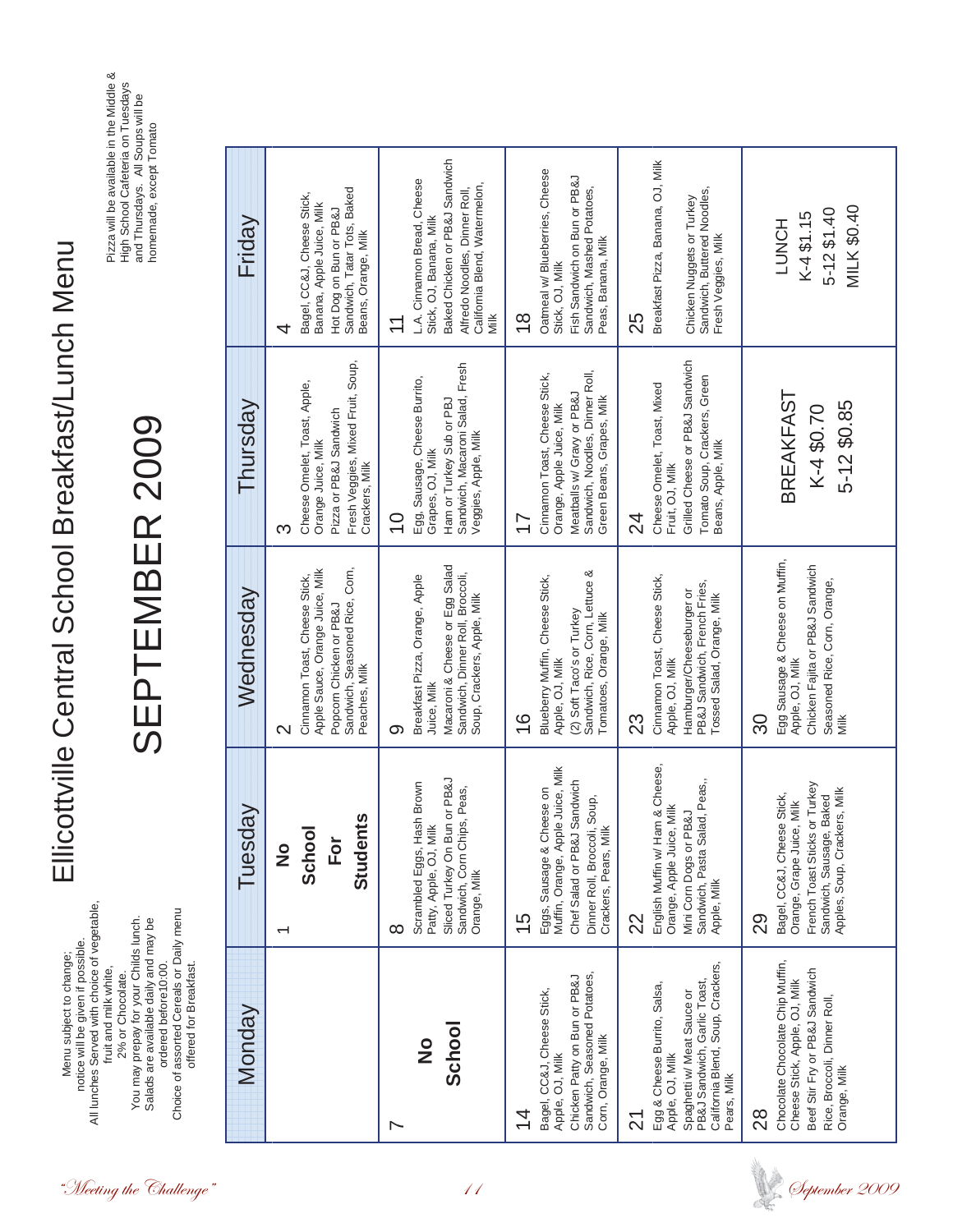# Ellicottville Central School Breakfast/Lunch Menu

## SEPTEMBER 2009

Menu subject to change; notice will be given if possible.
All lunches Served with choice of vegetable, fruit and milk white, 2% or Chocolate.
You may prepay for your Childs lunch.
Salads are available daily and may be ordered before10:00.
Choice of assorted Cereals or Daily menu offered for Breakfast.

Pizza will be available in the Middle & High School Cafeteria on Tuesdays and Thursdays. All Soups will be homemade, except Tomato

| Monday | Tuesday | Wednesday | Thursday | Friday |
|---|---|---|---|---|
| | 1 **No School For Students** | 2 Cinnamon Toast, Cheese Stick, Apple Sauce, Orange Juice, Milk Popcorn Chicken or PB&J Sandwich, Seasoned Rice, Corn, Peaches, Milk | 3 Cheese Omelet, Toast, Apple, Orange Juice, Milk Pizza or PB&J Sandwich Fresh Veggies, Mixed Fruit, Soup, Crackers, Milk | 4 Bagel, CC&J, Cheese Stick, Banana, Apple Juice, Milk Hot Dog on Bun or PB&J Sandwich, Tatar Tots, Baked Beans, Orange, Milk |
| 7 **No School** | 8 Scrambled Eggs, Hash Brown Patty, Apple, OJ, Milk Sliced Turkey On Bun or PB&J Sandwich, Corn Chips, Peas, Orange, Milk | 9 Breakfast Pizza, Orange, Apple Juice, Milk Macaroni & Cheese or Egg Salad Sandwich, Dinner Roll, Broccoli, Soup, Crackers, Apple, Milk | 10 Egg, Sausage, Cheese Burrito, Grapes, OJ, Milk Ham or Turkey Sub or PBJ Sandwich, Macaroni Salad, Fresh Veggies, Apple, Milk | 11 L.A. Cinnamon Bread, Cheese Stick, OJ, Banana, Milk Baked Chicken or PB&J Sandwich Alfredo Noodles, Dinner Roll, California Blend, Watermelon, Milk |
| 14 Bagel, CC&J, Cheese Stick, Apple, OJ, Milk Chicken Patty on Bun or PB&J Sandwich, Seasoned Potatoes, Corn, Orange, Milk | 15 Eggs, Sausage & Cheese on Muffin, Orange, Apple Juice, Milk Chef Salad or PB&J Sandwich Dinner Roll, Broccoli, Soup, Crackers, Pears, Milk | 16 Blueberry Muffin, Cheese Stick, Apple, OJ, Milk (2) Soft Taco's or Turkey Sandwich, Rice, Corn, Lettuce & Tomatoes, Orange, Milk | 17 Cinnamon Toast, Cheese Stick, Orange, Apple Juice, Milk Meatballs w/ Gravy or PB&J Sandwich, Noodles, Dinner Roll, Green Beans, Grapes, Milk | 18 Oatmeal w/ Blueberries, Cheese Stick, OJ, Milk Fish Sandwich on Bun or PB&J Sandwich, Mashed Potatoes, Peas, Banana, Milk |
| 21 Egg & Cheese Burrito, Salsa, Apple, OJ, Milk Spaghetti w/ Meat Sauce or PB&J Sandwich, Garlic Toast, California Blend, Soup, Crackers, Pears, Milk | 22 English Muffin w/ Ham & Cheese, Orange, Apple Juice, Milk Mini Corn Dogs or PB&J Sandwich, Pasta Salad, Peas,, Apple, Milk | 23 Cinnamon Toast, Cheese Stick, Apple, OJ, Milk Hamburger/Cheeseburger or PB&J Sandwich, French Fries, Tossed Salad, Orange, Milk | 24 Cheese Omelet, Toast, Mixed Fruit, OJ, Milk Grilled Cheese or PB&J Sandwich Tomato Soup, Crackers, Green Beans, Apple, Milk | 25 Breakfast Pizza, Banana, OJ, Milk Chicken Nuggets or Turkey Sandwich, Buttered Noodles, Fresh Veggies, Milk |
| 28 Chocolate Chocolate Chip Muffin, Cheese Stick, Apple, OJ, Milk Beef Stir Fry or PB&J Sandwich Rice, Broccoli, Dinner Roll, Orange, Milk | 29 Bagel, CC&J, Cheese Stick, Orange, Grape Juice, Milk French Toast Sticks or Turkey Sandwich, Sausage, Baked Apples, Soup, Crackers, Milk | 30 Egg Sausage & Cheese on Muffin, Apple, OJ, Milk Chicken Fajita or PB&J Sandwich Seasoned Rice, Corn, Orange, Milk | BREAKFAST K-4 $0.70 5-12 $0.85 | LUNCH K-4 $1.15 5-12 $1.40 MILK $0.40 |

"Meeting the Challenge"

September 2009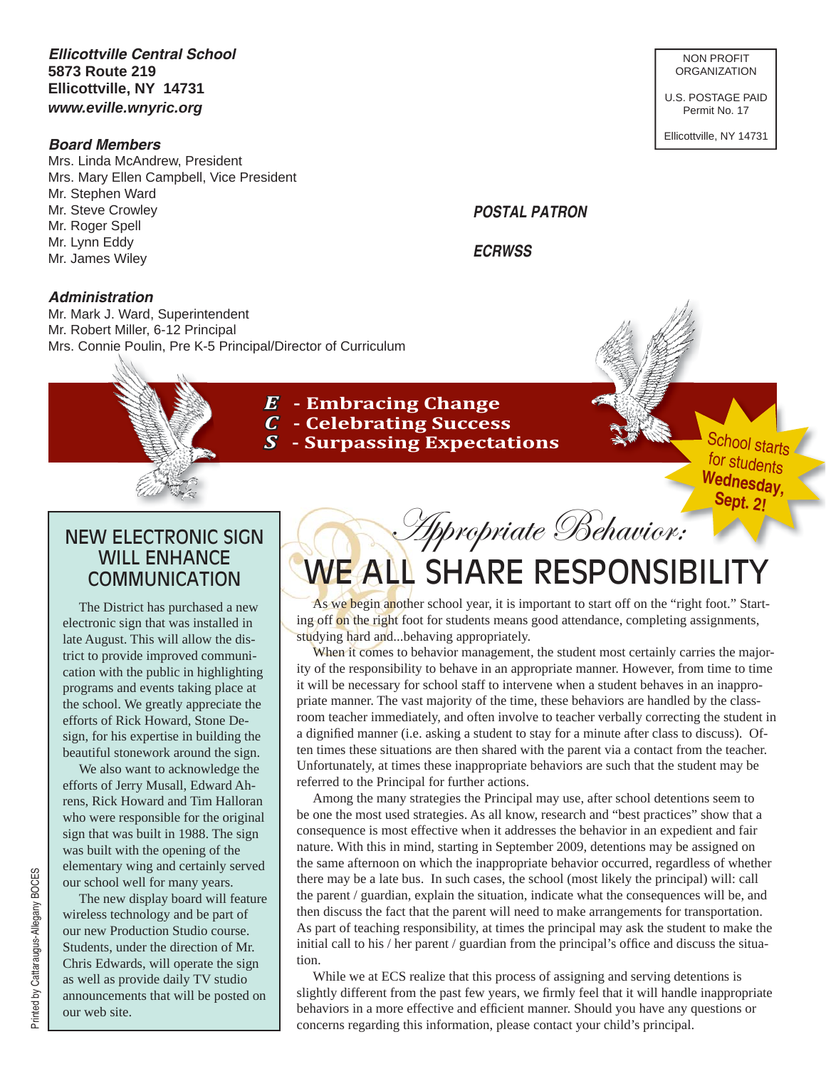***Ellicottville Central School***
**5873 Route 219**
**Ellicottville, NY 14731**
***www.eville.wnyric.org***

NON PROFIT ORGANIZATION
U.S. POSTAGE PAID
Permit No. 17
Ellicottville, NY 14731

***Board Members***
Mrs. Linda McAndrew, President
Mrs. Mary Ellen Campbell, Vice President
Mr. Stephen Ward
Mr. Steve Crowley
Mr. Roger Spell
Mr. Lynn Eddy
Mr. James Wiley

***POSTAL PATRON***

***ECRWSS***

***Administration***
Mr. Mark J. Ward, Superintendent
Mr. Robert Miller, 6-12 Principal
Mrs. Connie Poulin, Pre K-5 Principal/Director of Curriculum

***E*** **- Embracing Change**
***C*** **- Celebrating Success**
***S*** **- Surpassing Expectations**

School starts for students **Wednesday, Sept. 2!**

## NEW ELECTRONIC SIGN WILL ENHANCE COMMUNICATION

The District has purchased a new electronic sign that was installed in late August. This will allow the district to provide improved communication with the public in highlighting programs and events taking place at the school. We greatly appreciate the efforts of Rick Howard, Stone Design, for his expertise in building the beautiful stonework around the sign.

We also want to acknowledge the efforts of Jerry Musall, Edward Ahrens, Rick Howard and Tim Halloran who were responsible for the original sign that was built in 1988. The sign was built with the opening of the elementary wing and certainly served our school well for many years.

The new display board will feature wireless technology and be part of our new Production Studio course. Students, under the direction of Mr. Chris Edwards, will operate the sign as well as provide daily TV studio announcements that will be posted on our web site.

## *Appropriate Behavior:* WE ALL SHARE RESPONSIBILITY

As we begin another school year, it is important to start off on the "right foot." Starting off on the right foot for students means good attendance, completing assignments, studying hard and...behaving appropriately.

When it comes to behavior management, the student most certainly carries the majority of the responsibility to behave in an appropriate manner. However, from time to time it will be necessary for school staff to intervene when a student behaves in an inappropriate manner. The vast majority of the time, these behaviors are handled by the classroom teacher immediately, and often involve to teacher verbally correcting the student in a dignified manner (i.e. asking a student to stay for a minute after class to discuss). Often times these situations are then shared with the parent via a contact from the teacher. Unfortunately, at times these inappropriate behaviors are such that the student may be referred to the Principal for further actions.

Among the many strategies the Principal may use, after school detentions seem to be one the most used strategies. As all know, research and "best practices" show that a consequence is most effective when it addresses the behavior in an expedient and fair nature. With this in mind, starting in September 2009, detentions may be assigned on the same afternoon on which the inappropriate behavior occurred, regardless of whether there may be a late bus. In such cases, the school (most likely the principal) will: call the parent / guardian, explain the situation, indicate what the consequences will be, and then discuss the fact that the parent will need to make arrangements for transportation. As part of teaching responsibility, at times the principal may ask the student to make the initial call to his / her parent / guardian from the principal's office and discuss the situation.

While we at ECS realize that this process of assigning and serving detentions is slightly different from the past few years, we firmly feel that it will handle inappropriate behaviors in a more effective and efficient manner. Should you have any questions or concerns regarding this information, please contact your child's principal.

Printed by Cattaraugus-Allegany BOCES